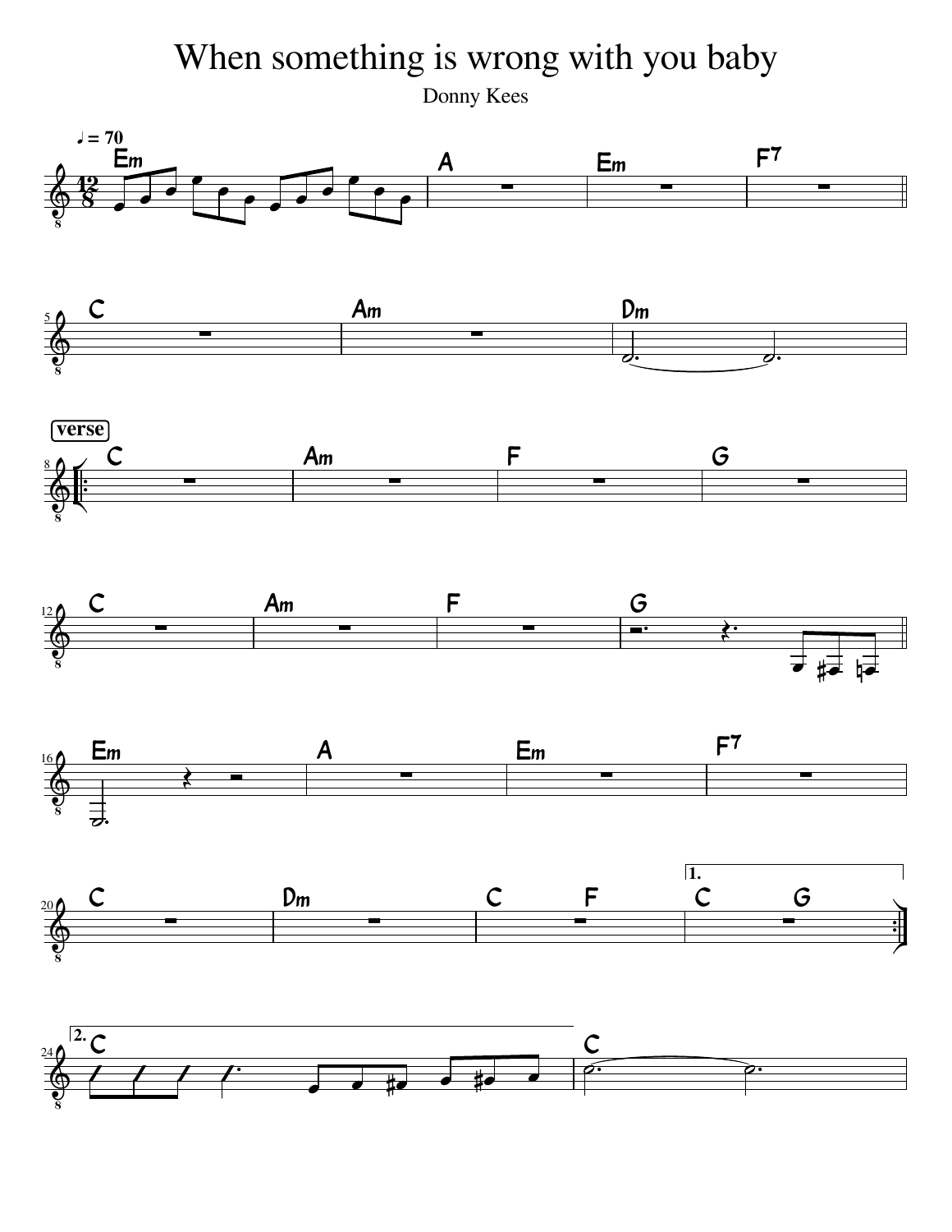# When something is wrong with you baby

Donny Kees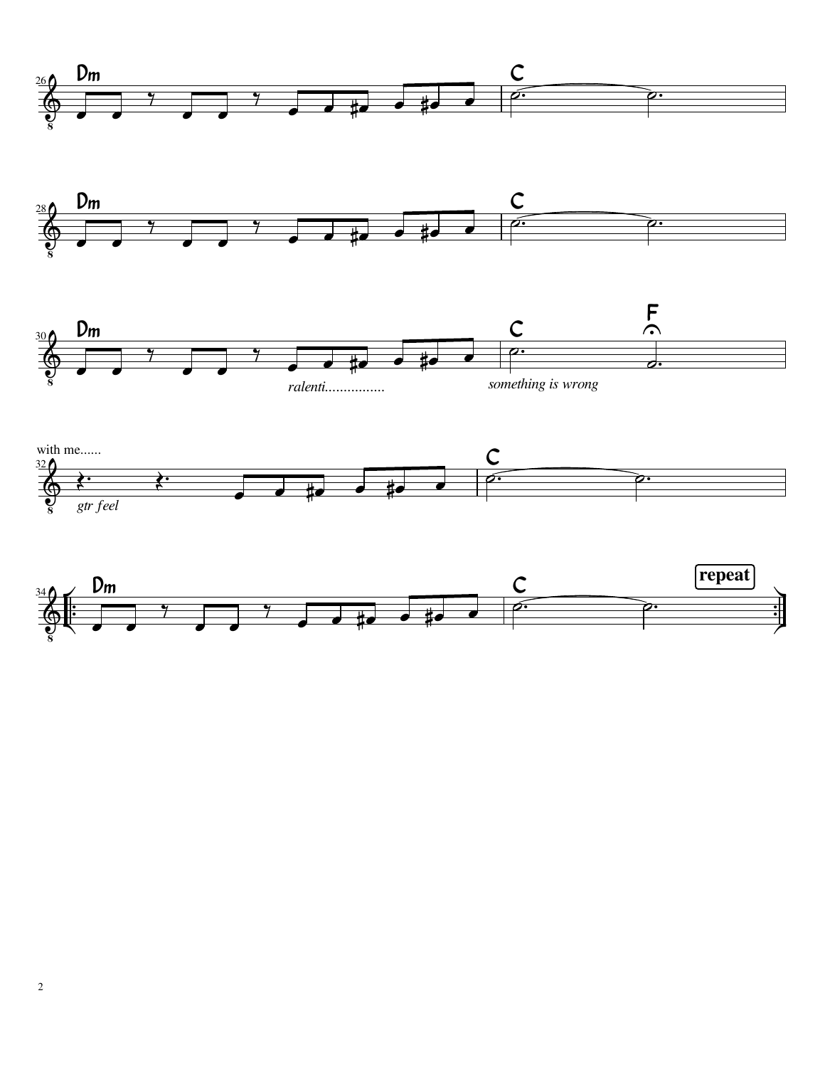Dm C

Dm C

Dm C F

ralenti................ something is wrong

with me......

gtr feel

C

Dm C **repeat**